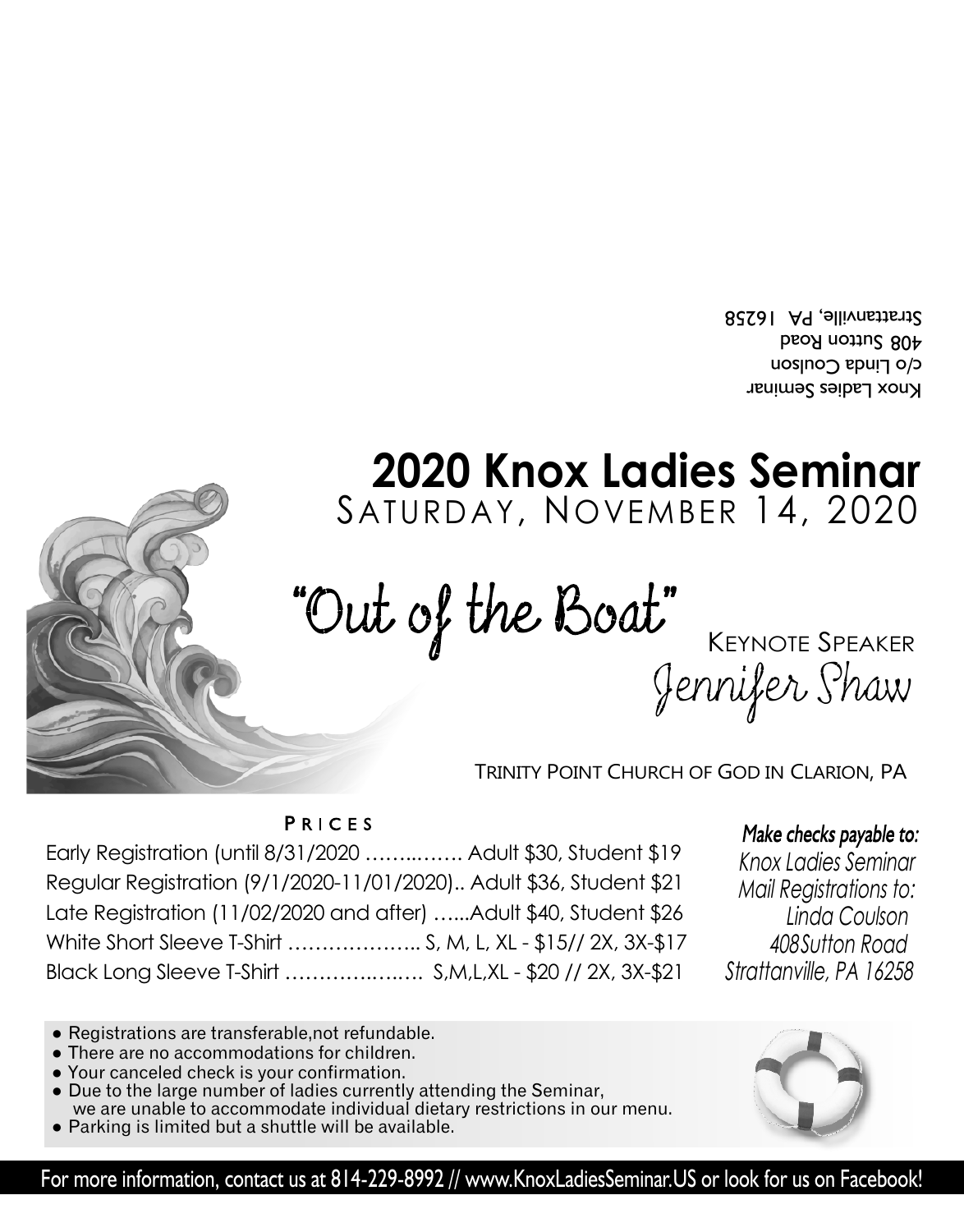Knox Ladies Seminar
c/o Linda Coulson
408 Sutton Road
Strattanville, PA 16258

# 2020 Knox Ladies Seminar

## Saturday, November 14, 2020

## "Out of the Boat"

Keynote Speaker
Jennifer Shaw

Trinity Point Church of God in Clarion, PA

**Prices**

Early Registration (until 8/31/2020 ……..……. Adult $30, Student $19
Regular Registration (9/1/2020-11/01/2020).. Adult $36, Student $21
Late Registration (11/02/2020 and after) …...Adult $40, Student $26
White Short Sleeve T-Shirt ……………….. S, M, L, XL - $15// 2X, 3X-$17
Black Long Sleeve T-Shirt ……………..….. S,M,L,XL - $20 // 2X, 3X-$21

*Make checks payable to:*
*Knox Ladies Seminar*
*Mail Registrations to:*
*Linda Coulson*
*408Sutton Road*
*Strattanville, PA 16258*

- Registrations are transferable,not refundable.
- There are no accommodations for children.
- Your canceled check is your confirmation.
- Due to the large number of ladies currently attending the Seminar, we are unable to accommodate individual dietary restrictions in our menu.
- Parking is limited but a shuttle will be available.

For more information, contact us at 814-229-8992 // www.KnoxLadiesSeminar.US or look for us on Facebook!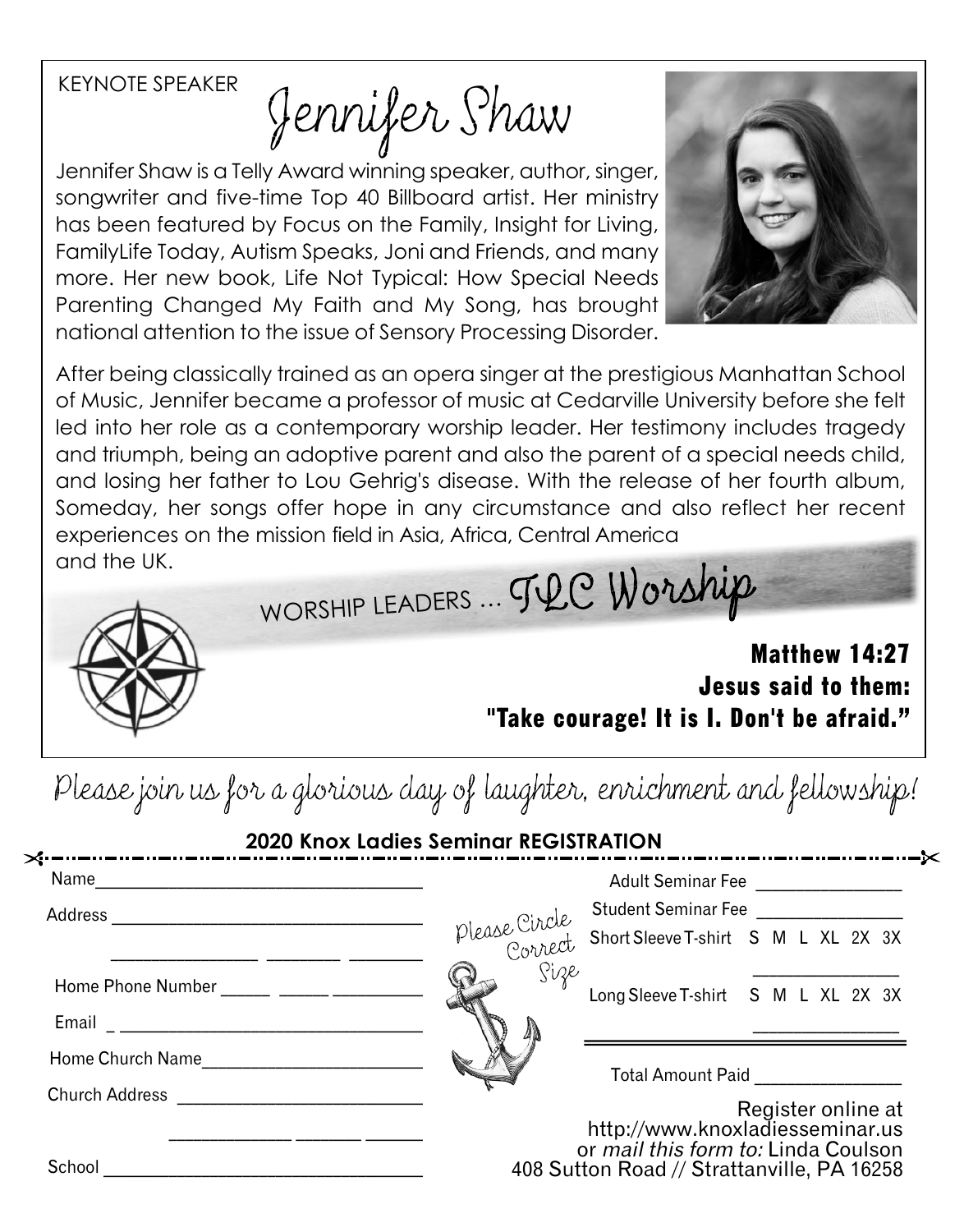KEYNOTE SPEAKER

# Jennifer Shaw

Jennifer Shaw is a Telly Award winning speaker, author, singer, songwriter and five-time Top 40 Billboard artist. Her ministry has been featured by Focus on the Family, Insight for Living, FamilyLife Today, Autism Speaks, Joni and Friends, and many more. Her new book, Life Not Typical: How Special Needs Parenting Changed My Faith and My Song, has brought national attention to the issue of Sensory Processing Disorder.

After being classically trained as an opera singer at the prestigious Manhattan School of Music, Jennifer became a professor of music at Cedarville University before she felt led into her role as a contemporary worship leader. Her testimony includes tragedy and triumph, being an adoptive parent and also the parent of a special needs child, and losing her father to Lou Gehrig's disease. With the release of her fourth album, Someday, her songs offer hope in any circumstance and also reflect her recent experiences on the mission field in Asia, Africa, Central America and the UK.

WORSHIP LEADERS ... TLC Worship

**Matthew 14:27**
**Jesus said to them:**
**"Take courage! It is I. Don't be afraid."**

*Please join us for a glorious day of laughter, enrichment and fellowship!*

## 2020 Knox Ladies Seminar REGISTRATION

Name ______________________________

Address ______________________________

______________ ________ ________

Home Phone Number _____ _____ ________

Email ______________________________

Home Church Name ____________________

Church Address ______________________

____________ ______ ______

School ______________________________

Adult Seminar Fee ______________

Student Seminar Fee ______________

Please Circle Correct Size

Short Sleeve T-shirt S M L XL 2X 3X ______________

Long Sleeve T-shirt S M L XL 2X 3X ______________

Total Amount Paid ______________

Register online at http://www.knoxladiesseminar.us or *mail this form to:* Linda Coulson
408 Sutton Road // Strattanville, PA 16258